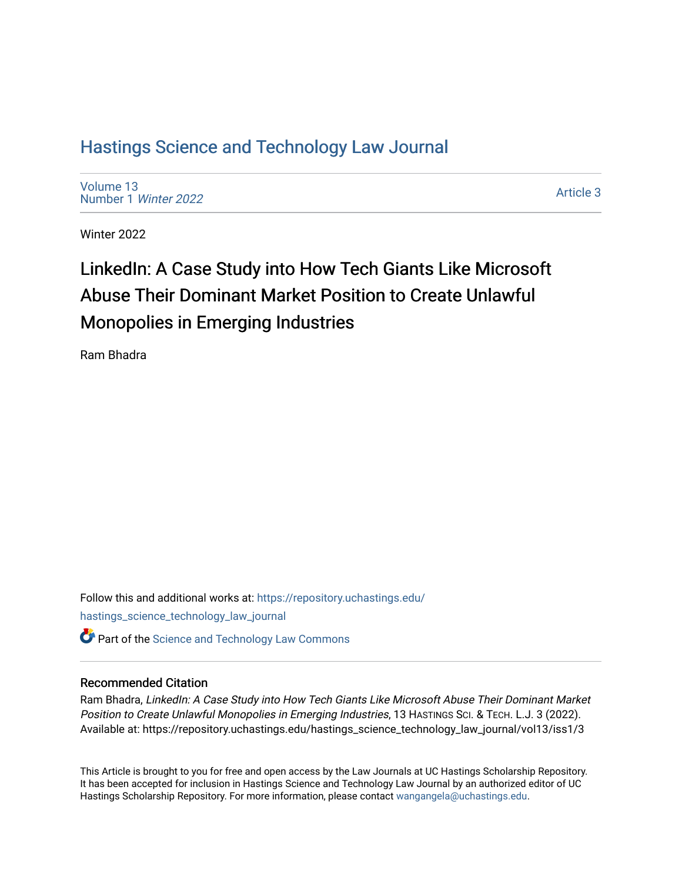# Hastings Science and Technology Law Journal

Volume 13
Number 1 *Winter 2022*

Article 3

Winter 2022

## LinkedIn: A Case Study into How Tech Giants Like Microsoft Abuse Their Dominant Market Position to Create Unlawful Monopolies in Emerging Industries

Ram Bhadra

Follow this and additional works at: https://repository.uchastings.edu/hastings_science_technology_law_journal

Part of the Science and Technology Law Commons

### Recommended Citation

Ram Bhadra, *LinkedIn: A Case Study into How Tech Giants Like Microsoft Abuse Their Dominant Market Position to Create Unlawful Monopolies in Emerging Industries*, 13 HASTINGS SCI. & TECH. L.J. 3 (2022).
Available at: https://repository.uchastings.edu/hastings_science_technology_law_journal/vol13/iss1/3

This Article is brought to you for free and open access by the Law Journals at UC Hastings Scholarship Repository. It has been accepted for inclusion in Hastings Science and Technology Law Journal by an authorized editor of UC Hastings Scholarship Repository. For more information, please contact wangangela@uchastings.edu.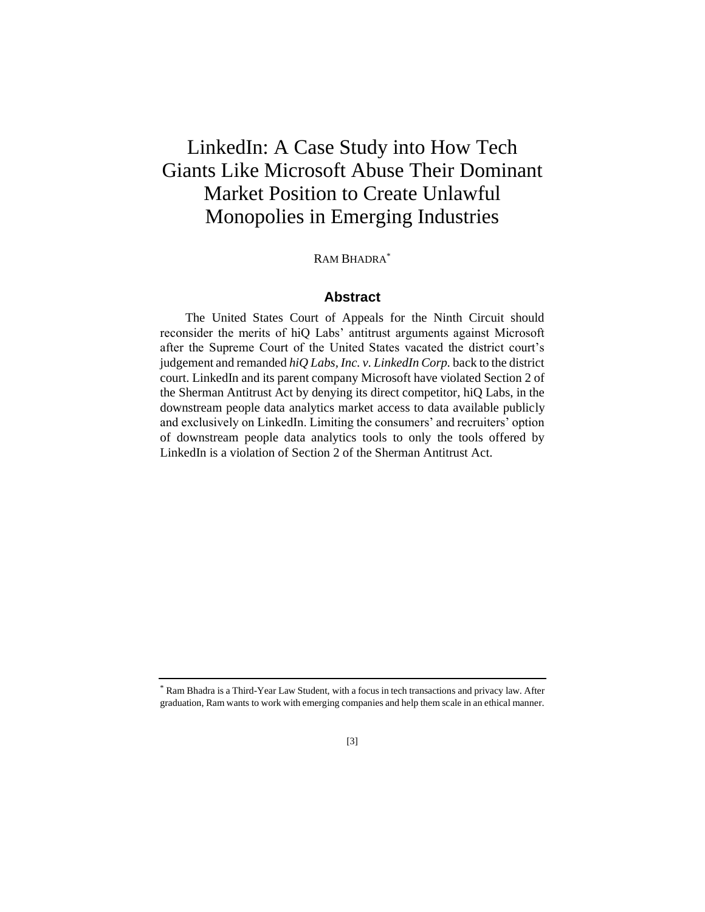# LinkedIn: A Case Study into How Tech Giants Like Microsoft Abuse Their Dominant Market Position to Create Unlawful Monopolies in Emerging Industries

RAM BHADRA[*]

## Abstract

The United States Court of Appeals for the Ninth Circuit should reconsider the merits of hiQ Labs' antitrust arguments against Microsoft after the Supreme Court of the United States vacated the district court's judgement and remanded *hiQ Labs, Inc. v. LinkedIn Corp.* back to the district court. LinkedIn and its parent company Microsoft have violated Section 2 of the Sherman Antitrust Act by denying its direct competitor, hiQ Labs, in the downstream people data analytics market access to data available publicly and exclusively on LinkedIn. Limiting the consumers' and recruiters' option of downstream people data analytics tools to only the tools offered by LinkedIn is a violation of Section 2 of the Sherman Antitrust Act.

---

[*] Ram Bhadra is a Third-Year Law Student, with a focus in tech transactions and privacy law. After graduation, Ram wants to work with emerging companies and help them scale in an ethical manner.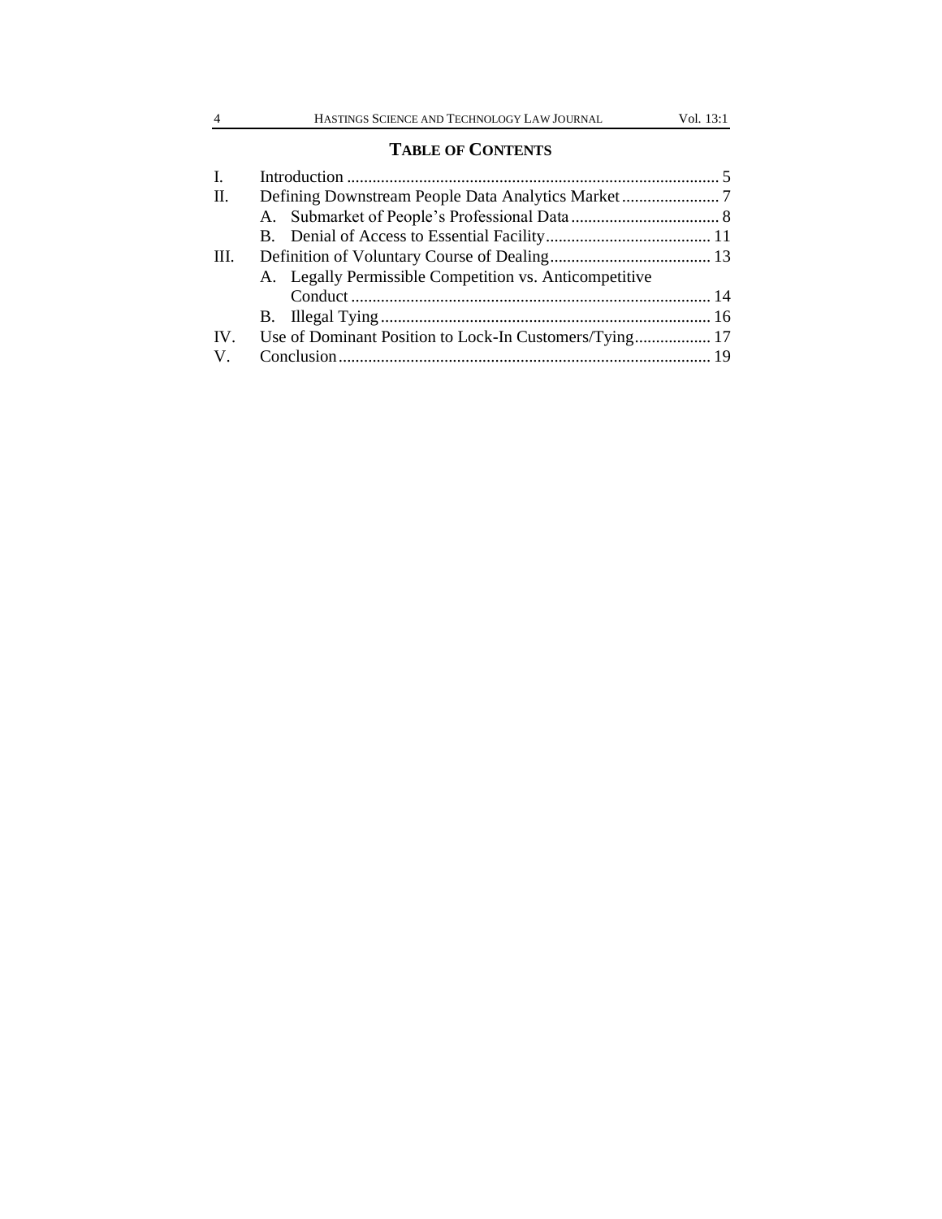## TABLE OF CONTENTS

I. Introduction ........................................................................................ 5

II. Defining Downstream People Data Analytics Market ....................... 7

  A. Submarket of People's Professional Data ................................... 8

  B. Denial of Access to Essential Facility ....................................... 11

III. Definition of Voluntary Course of Dealing ...................................... 13

  A. Legally Permissible Competition vs. Anticompetitive Conduct ..................................................................................... 14

  B. Illegal Tying ............................................................................. 16

IV. Use of Dominant Position to Lock-In Customers/Tying .................. 17

V. Conclusion ........................................................................................ 19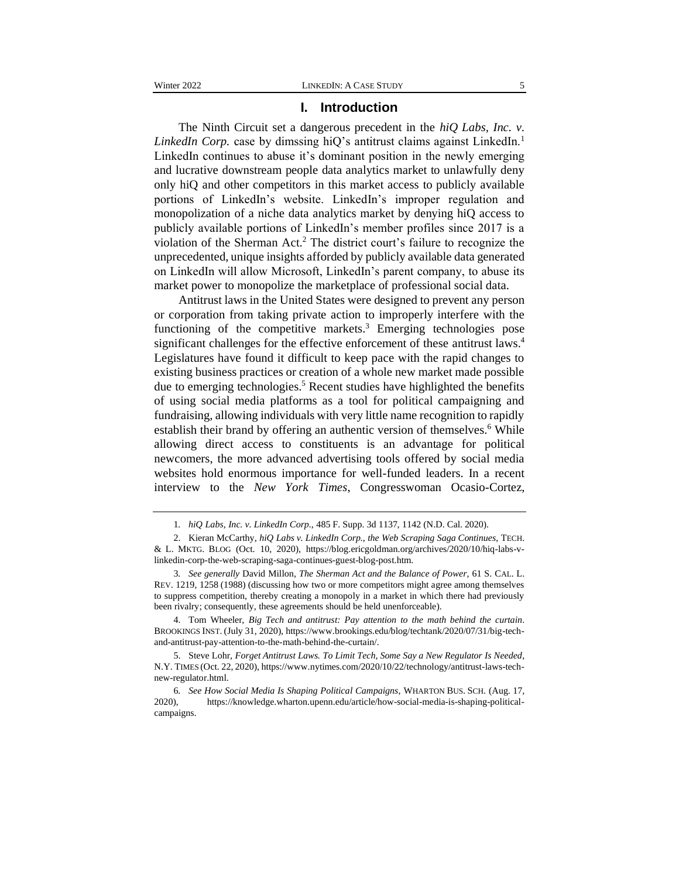# I. Introduction

The Ninth Circuit set a dangerous precedent in the *hiQ Labs, Inc. v. LinkedIn Corp.* case by dimssing hiQ's antitrust claims against LinkedIn.[1] LinkedIn continues to abuse it's dominant position in the newly emerging and lucrative downstream people data analytics market to unlawfully deny only hiQ and other competitors in this market access to publicly available portions of LinkedIn's website. LinkedIn's improper regulation and monopolization of a niche data analytics market by denying hiQ access to publicly available portions of LinkedIn's member profiles since 2017 is a violation of the Sherman Act.[2] The district court's failure to recognize the unprecedented, unique insights afforded by publicly available data generated on LinkedIn will allow Microsoft, LinkedIn's parent company, to abuse its market power to monopolize the marketplace of professional social data.

Antitrust laws in the United States were designed to prevent any person or corporation from taking private action to improperly interfere with the functioning of the competitive markets.[3] Emerging technologies pose significant challenges for the effective enforcement of these antitrust laws.[4] Legislatures have found it difficult to keep pace with the rapid changes to existing business practices or creation of a whole new market made possible due to emerging technologies.[5] Recent studies have highlighted the benefits of using social media platforms as a tool for political campaigning and fundraising, allowing individuals with very little name recognition to rapidly establish their brand by offering an authentic version of themselves.[6] While allowing direct access to constituents is an advantage for political newcomers, the more advanced advertising tools offered by social media websites hold enormous importance for well-funded leaders. In a recent interview to the *New York Times*, Congresswoman Ocasio-Cortez,

---

1. *hiQ Labs, Inc. v. LinkedIn Corp.*, 485 F. Supp. 3d 1137, 1142 (N.D. Cal. 2020).

2. Kieran McCarthy, *hiQ Labs v. LinkedIn Corp., the Web Scraping Saga Continues*, TECH. & L. MKTG. BLOG (Oct. 10, 2020), https://blog.ericgoldman.org/archives/2020/10/hiq-labs-v-linkedin-corp-the-web-scraping-saga-continues-guest-blog-post.htm.

3. *See generally* David Millon, *The Sherman Act and the Balance of Power*, 61 S. CAL. L. REV. 1219, 1258 (1988) (discussing how two or more competitors might agree among themselves to suppress competition, thereby creating a monopoly in a market in which there had previously been rivalry; consequently, these agreements should be held unenforceable).

4. Tom Wheeler, *Big Tech and antitrust: Pay attention to the math behind the curtain*. BROOKINGS INST. (July 31, 2020), https://www.brookings.edu/blog/techtank/2020/07/31/big-tech-and-antitrust-pay-attention-to-the-math-behind-the-curtain/.

5. Steve Lohr, *Forget Antitrust Laws. To Limit Tech, Some Say a New Regulator Is Needed*, N.Y. TIMES (Oct. 22, 2020), https://www.nytimes.com/2020/10/22/technology/antitrust-laws-tech-new-regulator.html.

6. *See How Social Media Is Shaping Political Campaigns*, WHARTON BUS. SCH. (Aug. 17, 2020), https://knowledge.wharton.upenn.edu/article/how-social-media-is-shaping-political-campaigns.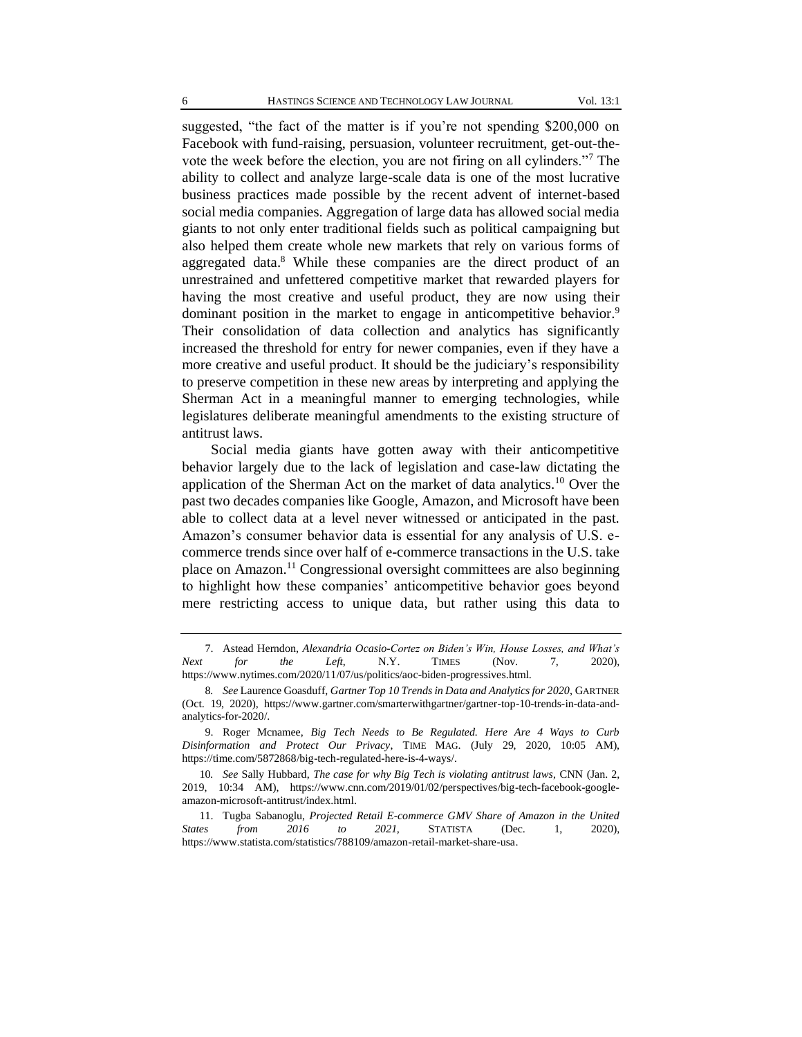suggested, "the fact of the matter is if you're not spending $200,000 on Facebook with fund-raising, persuasion, volunteer recruitment, get-out-the-vote the week before the election, you are not firing on all cylinders."[7] The ability to collect and analyze large-scale data is one of the most lucrative business practices made possible by the recent advent of internet-based social media companies. Aggregation of large data has allowed social media giants to not only enter traditional fields such as political campaigning but also helped them create whole new markets that rely on various forms of aggregated data.[8] While these companies are the direct product of an unrestrained and unfettered competitive market that rewarded players for having the most creative and useful product, they are now using their dominant position in the market to engage in anticompetitive behavior.[9] Their consolidation of data collection and analytics has significantly increased the threshold for entry for newer companies, even if they have a more creative and useful product. It should be the judiciary's responsibility to preserve competition in these new areas by interpreting and applying the Sherman Act in a meaningful manner to emerging technologies, while legislatures deliberate meaningful amendments to the existing structure of antitrust laws.

Social media giants have gotten away with their anticompetitive behavior largely due to the lack of legislation and case-law dictating the application of the Sherman Act on the market of data analytics.[10] Over the past two decades companies like Google, Amazon, and Microsoft have been able to collect data at a level never witnessed or anticipated in the past. Amazon's consumer behavior data is essential for any analysis of U.S. e-commerce trends since over half of e-commerce transactions in the U.S. take place on Amazon.[11] Congressional oversight committees are also beginning to highlight how these companies' anticompetitive behavior goes beyond mere restricting access to unique data, but rather using this data to

---

7. Astead Herndon, *Alexandria Ocasio-Cortez on Biden's Win, House Losses, and What's Next for the Left*, N.Y. TIMES (Nov. 7, 2020), https://www.nytimes.com/2020/11/07/us/politics/aoc-biden-progressives.html.

8. *See* Laurence Goasduff, *Gartner Top 10 Trends in Data and Analytics for 2020*, GARTNER (Oct. 19, 2020), https://www.gartner.com/smarterwithgartner/gartner-top-10-trends-in-data-and-analytics-for-2020/.

9. Roger Mcnamee, *Big Tech Needs to Be Regulated. Here Are 4 Ways to Curb Disinformation and Protect Our Privacy*, TIME MAG. (July 29, 2020, 10:05 AM), https://time.com/5872868/big-tech-regulated-here-is-4-ways/.

10. *See* Sally Hubbard, *The case for why Big Tech is violating antitrust laws*, CNN (Jan. 2, 2019, 10:34 AM), https://www.cnn.com/2019/01/02/perspectives/big-tech-facebook-google-amazon-microsoft-antitrust/index.html.

11. Tugba Sabanoglu, *Projected Retail E-commerce GMV Share of Amazon in the United States from 2016 to 2021*, STATISTA (Dec. 1, 2020), https://www.statista.com/statistics/788109/amazon-retail-market-share-usa.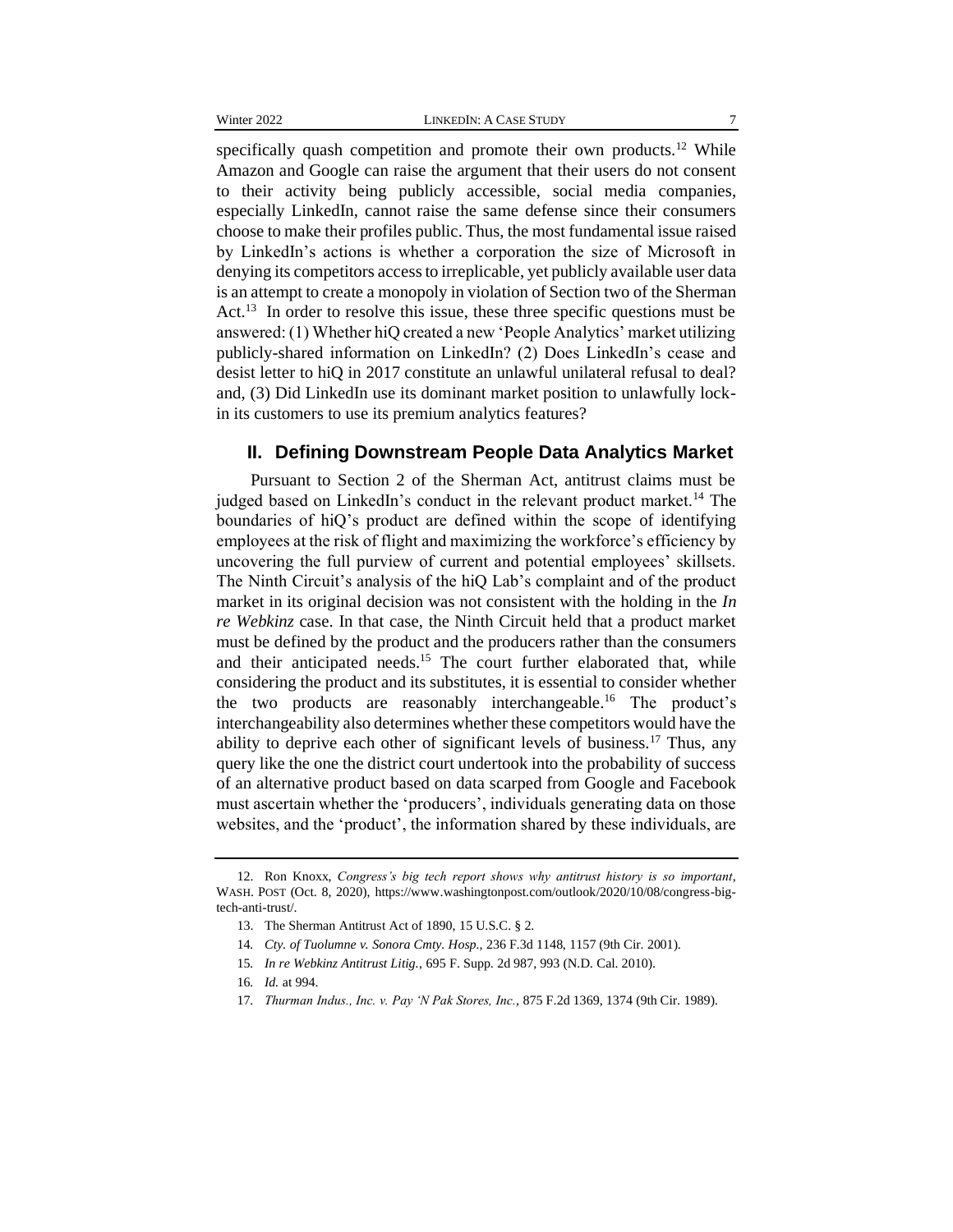specifically quash competition and promote their own products.[12] While Amazon and Google can raise the argument that their users do not consent to their activity being publicly accessible, social media companies, especially LinkedIn, cannot raise the same defense since their consumers choose to make their profiles public. Thus, the most fundamental issue raised by LinkedIn's actions is whether a corporation the size of Microsoft in denying its competitors access to irreplicable, yet publicly available user data is an attempt to create a monopoly in violation of Section two of the Sherman Act.[13] In order to resolve this issue, these three specific questions must be answered: (1) Whether hiQ created a new 'People Analytics' market utilizing publicly-shared information on LinkedIn? (2) Does LinkedIn's cease and desist letter to hiQ in 2017 constitute an unlawful unilateral refusal to deal? and, (3) Did LinkedIn use its dominant market position to unlawfully lock-in its customers to use its premium analytics features?

## II. Defining Downstream People Data Analytics Market

Pursuant to Section 2 of the Sherman Act, antitrust claims must be judged based on LinkedIn's conduct in the relevant product market.[14] The boundaries of hiQ's product are defined within the scope of identifying employees at the risk of flight and maximizing the workforce's efficiency by uncovering the full purview of current and potential employees' skillsets. The Ninth Circuit's analysis of the hiQ Lab's complaint and of the product market in its original decision was not consistent with the holding in the *In re Webkinz* case. In that case, the Ninth Circuit held that a product market must be defined by the product and the producers rather than the consumers and their anticipated needs.[15] The court further elaborated that, while considering the product and its substitutes, it is essential to consider whether the two products are reasonably interchangeable.[16] The product's interchangeability also determines whether these competitors would have the ability to deprive each other of significant levels of business.[17] Thus, any query like the one the district court undertook into the probability of success of an alternative product based on data scarped from Google and Facebook must ascertain whether the 'producers', individuals generating data on those websites, and the 'product', the information shared by these individuals, are

---

12. Ron Knoxx, *Congress's big tech report shows why antitrust history is so important*, WASH. POST (Oct. 8, 2020), https://www.washingtonpost.com/outlook/2020/10/08/congress-big-tech-anti-trust/.

13. The Sherman Antitrust Act of 1890, 15 U.S.C. § 2.

14. *Cty. of Tuolumne v. Sonora Cmty. Hosp.*, 236 F.3d 1148, 1157 (9th Cir. 2001).

15. *In re Webkinz Antitrust Litig.*, 695 F. Supp. 2d 987, 993 (N.D. Cal. 2010).

16. *Id.* at 994.

17. *Thurman Indus., Inc. v. Pay 'N Pak Stores, Inc.*, 875 F.2d 1369, 1374 (9th Cir. 1989).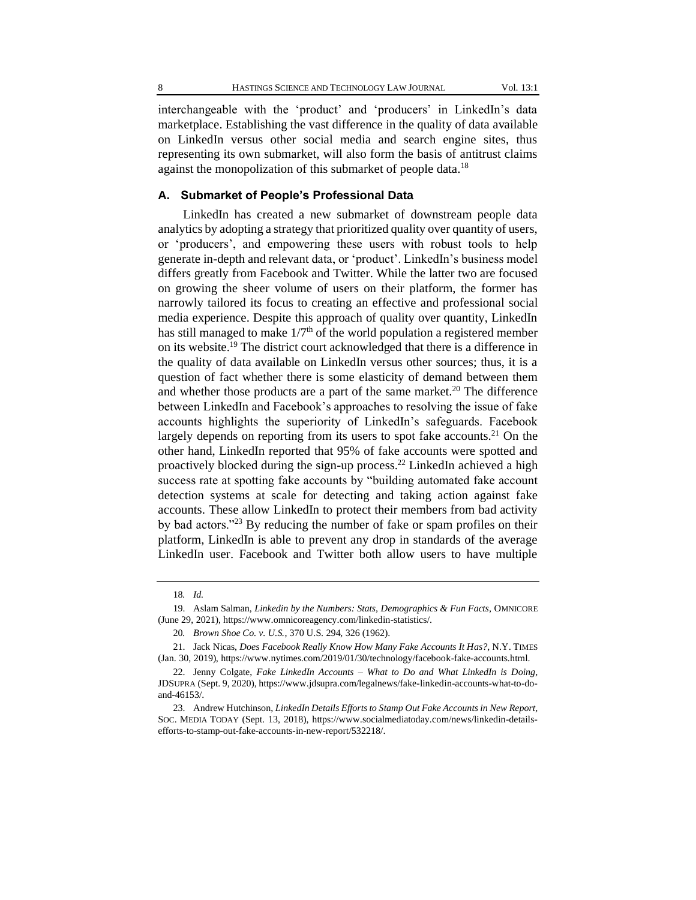interchangeable with the 'product' and 'producers' in LinkedIn's data marketplace. Establishing the vast difference in the quality of data available on LinkedIn versus other social media and search engine sites, thus representing its own submarket, will also form the basis of antitrust claims against the monopolization of this submarket of people data.[18]

### A. Submarket of People's Professional Data

LinkedIn has created a new submarket of downstream people data analytics by adopting a strategy that prioritized quality over quantity of users, or 'producers', and empowering these users with robust tools to help generate in-depth and relevant data, or 'product'. LinkedIn's business model differs greatly from Facebook and Twitter. While the latter two are focused on growing the sheer volume of users on their platform, the former has narrowly tailored its focus to creating an effective and professional social media experience. Despite this approach of quality over quantity, LinkedIn has still managed to make 1/7th of the world population a registered member on its website.[19] The district court acknowledged that there is a difference in the quality of data available on LinkedIn versus other sources; thus, it is a question of fact whether there is some elasticity of demand between them and whether those products are a part of the same market.[20] The difference between LinkedIn and Facebook's approaches to resolving the issue of fake accounts highlights the superiority of LinkedIn's safeguards. Facebook largely depends on reporting from its users to spot fake accounts.[21] On the other hand, LinkedIn reported that 95% of fake accounts were spotted and proactively blocked during the sign-up process.[22] LinkedIn achieved a high success rate at spotting fake accounts by "building automated fake account detection systems at scale for detecting and taking action against fake accounts. These allow LinkedIn to protect their members from bad activity by bad actors."[23] By reducing the number of fake or spam profiles on their platform, LinkedIn is able to prevent any drop in standards of the average LinkedIn user. Facebook and Twitter both allow users to have multiple

---

18. *Id.*

19. Aslam Salman, *Linkedin by the Numbers: Stats, Demographics & Fun Facts*, OMNICORE (June 29, 2021), https://www.omnicoreagency.com/linkedin-statistics/.

20. *Brown Shoe Co. v. U.S.*, 370 U.S. 294, 326 (1962).

21. Jack Nicas, *Does Facebook Really Know How Many Fake Accounts It Has?*, N.Y. TIMES (Jan. 30, 2019), https://www.nytimes.com/2019/01/30/technology/facebook-fake-accounts.html.

22. Jenny Colgate, *Fake LinkedIn Accounts – What to Do and What LinkedIn is Doing*, JDSUPRA (Sept. 9, 2020), https://www.jdsupra.com/legalnews/fake-linkedin-accounts-what-to-do-and-46153/.

23. Andrew Hutchinson, *LinkedIn Details Efforts to Stamp Out Fake Accounts in New Report*, SOC. MEDIA TODAY (Sept. 13, 2018), https://www.socialmediatoday.com/news/linkedin-details-efforts-to-stamp-out-fake-accounts-in-new-report/532218/.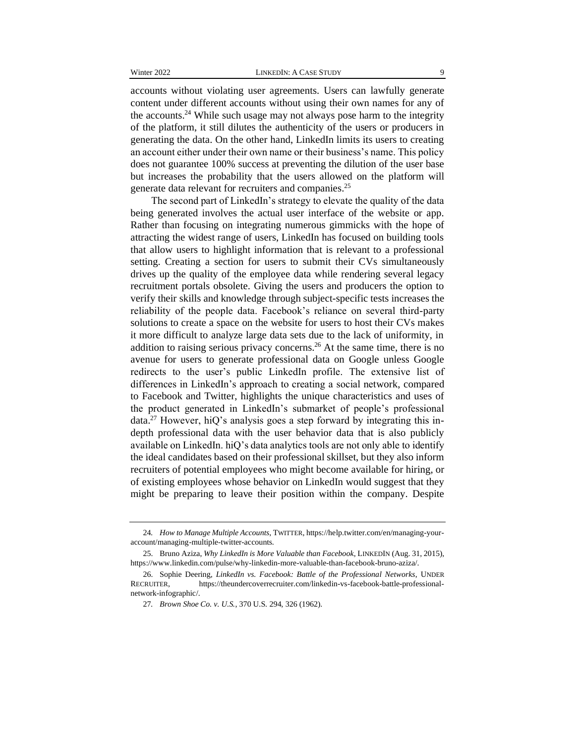accounts without violating user agreements. Users can lawfully generate content under different accounts without using their own names for any of the accounts.[24] While such usage may not always pose harm to the integrity of the platform, it still dilutes the authenticity of the users or producers in generating the data. On the other hand, LinkedIn limits its users to creating an account either under their own name or their business's name. This policy does not guarantee 100% success at preventing the dilution of the user base but increases the probability that the users allowed on the platform will generate data relevant for recruiters and companies.[25]

The second part of LinkedIn's strategy to elevate the quality of the data being generated involves the actual user interface of the website or app. Rather than focusing on integrating numerous gimmicks with the hope of attracting the widest range of users, LinkedIn has focused on building tools that allow users to highlight information that is relevant to a professional setting. Creating a section for users to submit their CVs simultaneously drives up the quality of the employee data while rendering several legacy recruitment portals obsolete. Giving the users and producers the option to verify their skills and knowledge through subject-specific tests increases the reliability of the people data. Facebook's reliance on several third-party solutions to create a space on the website for users to host their CVs makes it more difficult to analyze large data sets due to the lack of uniformity, in addition to raising serious privacy concerns.[26] At the same time, there is no avenue for users to generate professional data on Google unless Google redirects to the user's public LinkedIn profile. The extensive list of differences in LinkedIn's approach to creating a social network, compared to Facebook and Twitter, highlights the unique characteristics and uses of the product generated in LinkedIn's submarket of people's professional data.[27] However, hiQ's analysis goes a step forward by integrating this in-depth professional data with the user behavior data that is also publicly available on LinkedIn. hiQ's data analytics tools are not only able to identify the ideal candidates based on their professional skillset, but they also inform recruiters of potential employees who might become available for hiring, or of existing employees whose behavior on LinkedIn would suggest that they might be preparing to leave their position within the company. Despite

---

24. *How to Manage Multiple Accounts*, TWITTER, https://help.twitter.com/en/managing-your-account/managing-multiple-twitter-accounts.

25. Bruno Aziza, *Why LinkedIn is More Valuable than Facebook*, LINKEDIN (Aug. 31, 2015), https://www.linkedin.com/pulse/why-linkedin-more-valuable-than-facebook-bruno-aziza/.

26. Sophie Deering, *LinkedIn vs. Facebook: Battle of the Professional Networks*, UNDER RECRUITER, https://theundercoverrecruiter.com/linkedin-vs-facebook-battle-professional-network-infographic/.

27. *Brown Shoe Co. v. U.S.*, 370 U.S. 294, 326 (1962).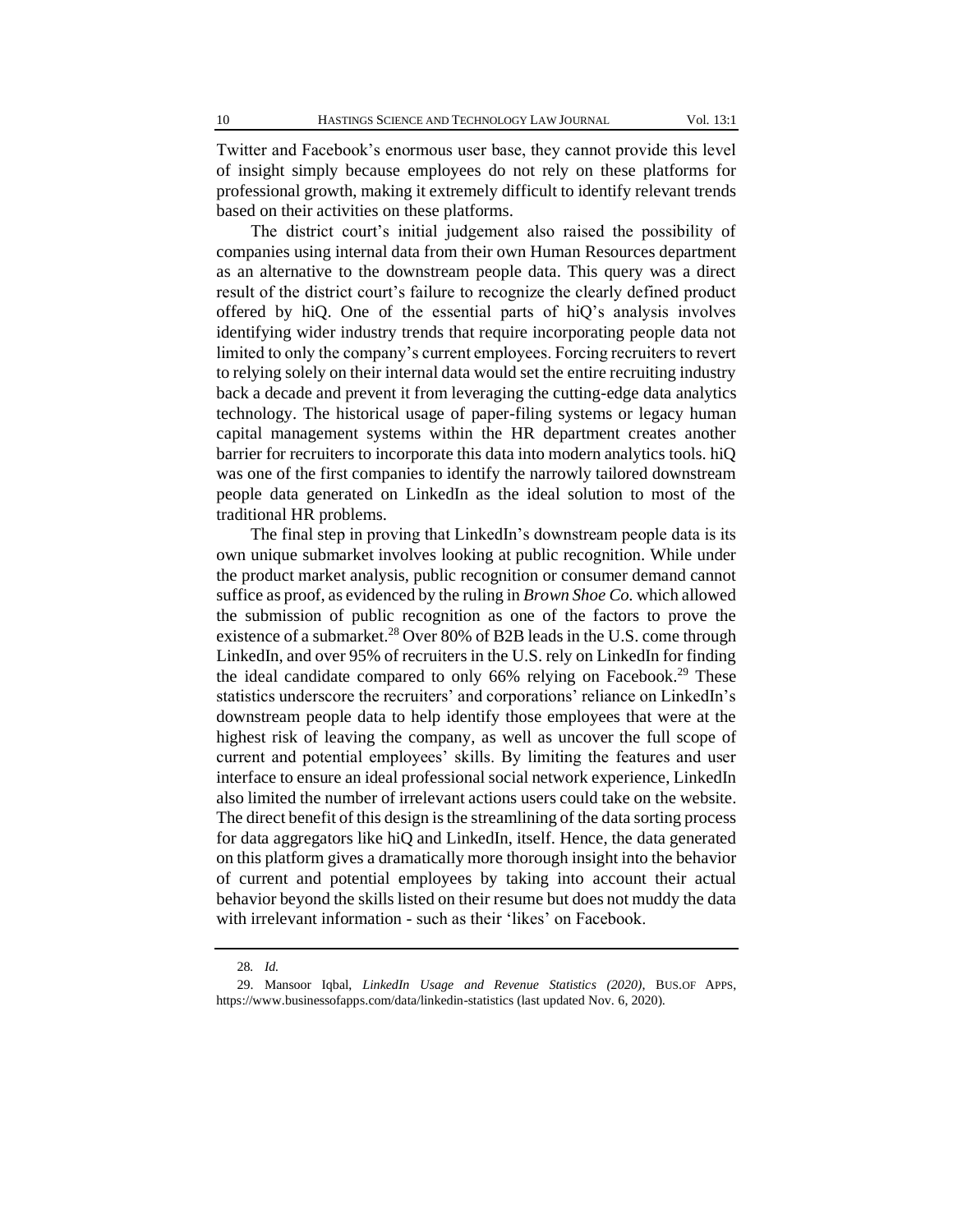Twitter and Facebook's enormous user base, they cannot provide this level of insight simply because employees do not rely on these platforms for professional growth, making it extremely difficult to identify relevant trends based on their activities on these platforms.

The district court's initial judgement also raised the possibility of companies using internal data from their own Human Resources department as an alternative to the downstream people data. This query was a direct result of the district court's failure to recognize the clearly defined product offered by hiQ. One of the essential parts of hiQ's analysis involves identifying wider industry trends that require incorporating people data not limited to only the company's current employees. Forcing recruiters to revert to relying solely on their internal data would set the entire recruiting industry back a decade and prevent it from leveraging the cutting-edge data analytics technology. The historical usage of paper-filing systems or legacy human capital management systems within the HR department creates another barrier for recruiters to incorporate this data into modern analytics tools. hiQ was one of the first companies to identify the narrowly tailored downstream people data generated on LinkedIn as the ideal solution to most of the traditional HR problems.

The final step in proving that LinkedIn's downstream people data is its own unique submarket involves looking at public recognition. While under the product market analysis, public recognition or consumer demand cannot suffice as proof, as evidenced by the ruling in *Brown Shoe Co.* which allowed the submission of public recognition as one of the factors to prove the existence of a submarket.[28] Over 80% of B2B leads in the U.S. come through LinkedIn, and over 95% of recruiters in the U.S. rely on LinkedIn for finding the ideal candidate compared to only 66% relying on Facebook.[29] These statistics underscore the recruiters' and corporations' reliance on LinkedIn's downstream people data to help identify those employees that were at the highest risk of leaving the company, as well as uncover the full scope of current and potential employees' skills. By limiting the features and user interface to ensure an ideal professional social network experience, LinkedIn also limited the number of irrelevant actions users could take on the website. The direct benefit of this design is the streamlining of the data sorting process for data aggregators like hiQ and LinkedIn, itself. Hence, the data generated on this platform gives a dramatically more thorough insight into the behavior of current and potential employees by taking into account their actual behavior beyond the skills listed on their resume but does not muddy the data with irrelevant information - such as their 'likes' on Facebook.

---

28. *Id.*

29. Mansoor Iqbal, *LinkedIn Usage and Revenue Statistics (2020)*, BUS.OF APPS, https://www.businessofapps.com/data/linkedin-statistics (last updated Nov. 6, 2020).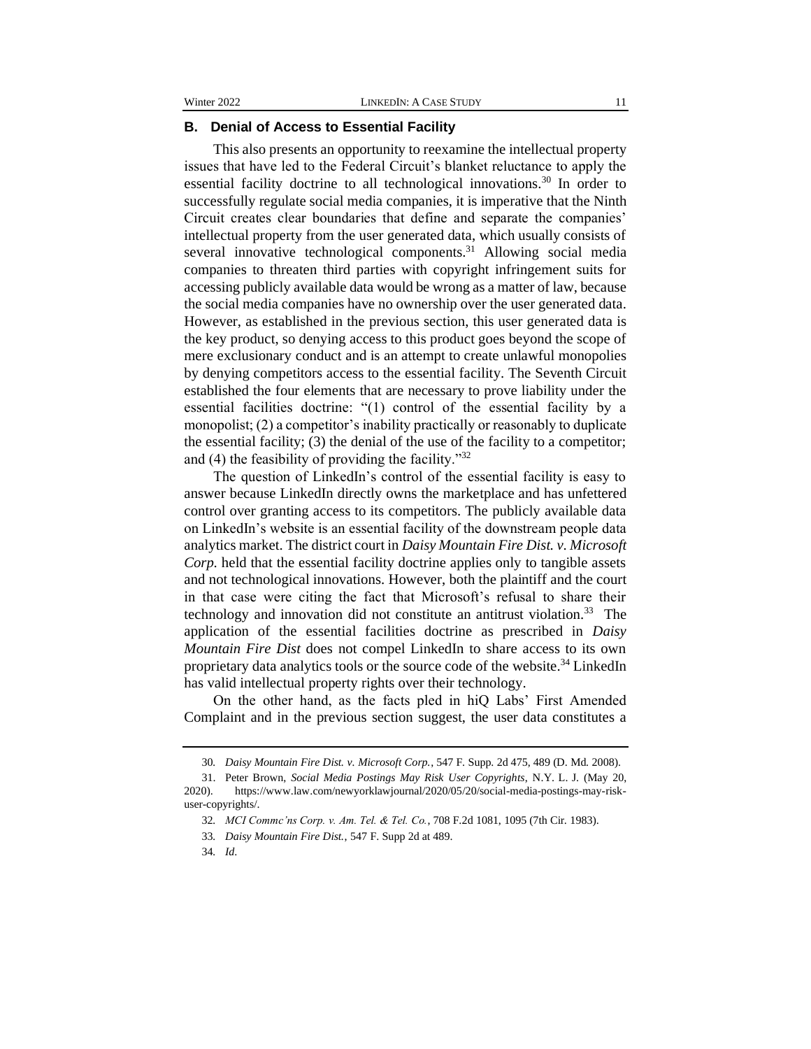### B. Denial of Access to Essential Facility

This also presents an opportunity to reexamine the intellectual property issues that have led to the Federal Circuit's blanket reluctance to apply the essential facility doctrine to all technological innovations.[30] In order to successfully regulate social media companies, it is imperative that the Ninth Circuit creates clear boundaries that define and separate the companies' intellectual property from the user generated data, which usually consists of several innovative technological components.[31] Allowing social media companies to threaten third parties with copyright infringement suits for accessing publicly available data would be wrong as a matter of law, because the social media companies have no ownership over the user generated data. However, as established in the previous section, this user generated data is the key product, so denying access to this product goes beyond the scope of mere exclusionary conduct and is an attempt to create unlawful monopolies by denying competitors access to the essential facility. The Seventh Circuit established the four elements that are necessary to prove liability under the essential facilities doctrine: "(1) control of the essential facility by a monopolist; (2) a competitor's inability practically or reasonably to duplicate the essential facility; (3) the denial of the use of the facility to a competitor; and (4) the feasibility of providing the facility."[32]

The question of LinkedIn's control of the essential facility is easy to answer because LinkedIn directly owns the marketplace and has unfettered control over granting access to its competitors. The publicly available data on LinkedIn's website is an essential facility of the downstream people data analytics market. The district court in *Daisy Mountain Fire Dist. v. Microsoft Corp.* held that the essential facility doctrine applies only to tangible assets and not technological innovations. However, both the plaintiff and the court in that case were citing the fact that Microsoft's refusal to share their technology and innovation did not constitute an antitrust violation.[33] The application of the essential facilities doctrine as prescribed in *Daisy Mountain Fire Dist* does not compel LinkedIn to share access to its own proprietary data analytics tools or the source code of the website.[34] LinkedIn has valid intellectual property rights over their technology.

On the other hand, as the facts pled in hiQ Labs' First Amended Complaint and in the previous section suggest, the user data constitutes a

---

30. *Daisy Mountain Fire Dist. v. Microsoft Corp.*, 547 F. Supp. 2d 475, 489 (D. Md. 2008).

31. Peter Brown, *Social Media Postings May Risk User Copyrights*, N.Y. L. J. (May 20, 2020). https://www.law.com/newyorklawjournal/2020/05/20/social-media-postings-may-risk-user-copyrights/.

32. *MCI Commc'ns Corp. v. Am. Tel. & Tel. Co.*, 708 F.2d 1081, 1095 (7th Cir. 1983).

33. *Daisy Mountain Fire Dist.*, 547 F. Supp 2d at 489.

34. *Id*.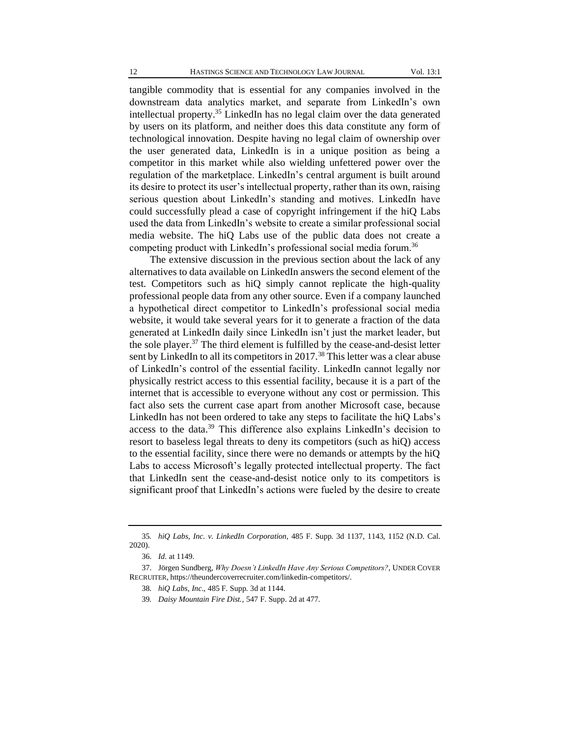tangible commodity that is essential for any companies involved in the downstream data analytics market, and separate from LinkedIn's own intellectual property.[35] LinkedIn has no legal claim over the data generated by users on its platform, and neither does this data constitute any form of technological innovation. Despite having no legal claim of ownership over the user generated data, LinkedIn is in a unique position as being a competitor in this market while also wielding unfettered power over the regulation of the marketplace. LinkedIn's central argument is built around its desire to protect its user's intellectual property, rather than its own, raising serious question about LinkedIn's standing and motives. LinkedIn have could successfully plead a case of copyright infringement if the hiQ Labs used the data from LinkedIn's website to create a similar professional social media website. The hiQ Labs use of the public data does not create a competing product with LinkedIn's professional social media forum.[36]

The extensive discussion in the previous section about the lack of any alternatives to data available on LinkedIn answers the second element of the test. Competitors such as hiQ simply cannot replicate the high-quality professional people data from any other source. Even if a company launched a hypothetical direct competitor to LinkedIn's professional social media website, it would take several years for it to generate a fraction of the data generated at LinkedIn daily since LinkedIn isn't just the market leader, but the sole player.[37] The third element is fulfilled by the cease-and-desist letter sent by LinkedIn to all its competitors in 2017.[38] This letter was a clear abuse of LinkedIn's control of the essential facility. LinkedIn cannot legally nor physically restrict access to this essential facility, because it is a part of the internet that is accessible to everyone without any cost or permission. This fact also sets the current case apart from another Microsoft case, because LinkedIn has not been ordered to take any steps to facilitate the hiQ Labs's access to the data.[39] This difference also explains LinkedIn's decision to resort to baseless legal threats to deny its competitors (such as hiQ) access to the essential facility, since there were no demands or attempts by the hiQ Labs to access Microsoft's legally protected intellectual property. The fact that LinkedIn sent the cease-and-desist notice only to its competitors is significant proof that LinkedIn's actions were fueled by the desire to create

---

35. *hiQ Labs, Inc. v. LinkedIn Corporation*, 485 F. Supp. 3d 1137, 1143, 1152 (N.D. Cal. 2020).

36. *Id.* at 1149.

37. Jörgen Sundberg, *Why Doesn't LinkedIn Have Any Serious Competitors?*, UNDER COVER RECRUITER, https://theundercoverrecruiter.com/linkedin-competitors/.

38. *hiQ Labs, Inc.*, 485 F. Supp. 3d at 1144.

39. *Daisy Mountain Fire Dist.*, 547 F. Supp. 2d at 477.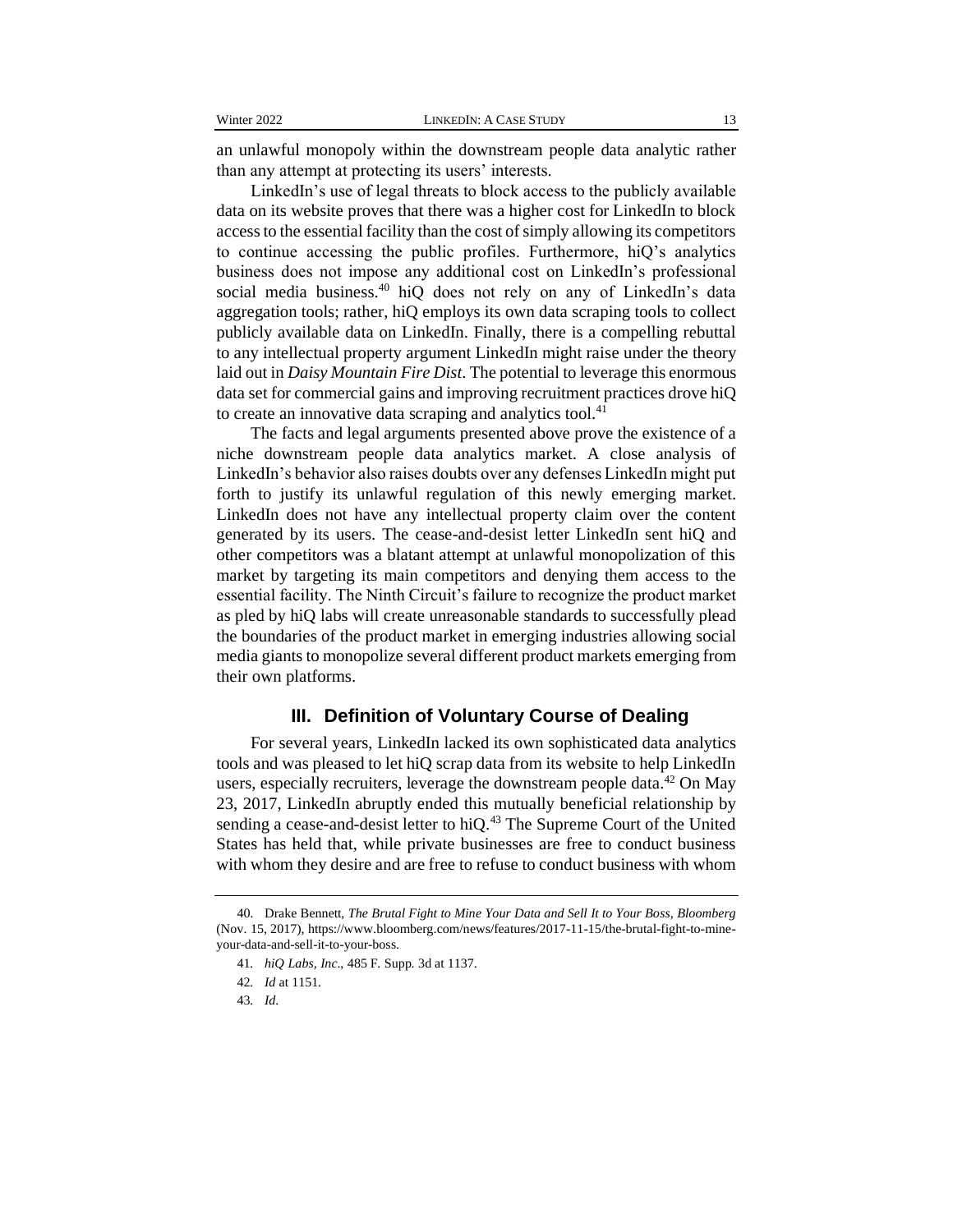an unlawful monopoly within the downstream people data analytic rather than any attempt at protecting its users' interests.

LinkedIn's use of legal threats to block access to the publicly available data on its website proves that there was a higher cost for LinkedIn to block access to the essential facility than the cost of simply allowing its competitors to continue accessing the public profiles. Furthermore, hiQ's analytics business does not impose any additional cost on LinkedIn's professional social media business.[40] hiQ does not rely on any of LinkedIn's data aggregation tools; rather, hiQ employs its own data scraping tools to collect publicly available data on LinkedIn. Finally, there is a compelling rebuttal to any intellectual property argument LinkedIn might raise under the theory laid out in *Daisy Mountain Fire Dist*. The potential to leverage this enormous data set for commercial gains and improving recruitment practices drove hiQ to create an innovative data scraping and analytics tool.[41]

The facts and legal arguments presented above prove the existence of a niche downstream people data analytics market. A close analysis of LinkedIn's behavior also raises doubts over any defenses LinkedIn might put forth to justify its unlawful regulation of this newly emerging market. LinkedIn does not have any intellectual property claim over the content generated by its users. The cease-and-desist letter LinkedIn sent hiQ and other competitors was a blatant attempt at unlawful monopolization of this market by targeting its main competitors and denying them access to the essential facility. The Ninth Circuit's failure to recognize the product market as pled by hiQ labs will create unreasonable standards to successfully plead the boundaries of the product market in emerging industries allowing social media giants to monopolize several different product markets emerging from their own platforms.

## III. Definition of Voluntary Course of Dealing

For several years, LinkedIn lacked its own sophisticated data analytics tools and was pleased to let hiQ scrap data from its website to help LinkedIn users, especially recruiters, leverage the downstream people data.[42] On May 23, 2017, LinkedIn abruptly ended this mutually beneficial relationship by sending a cease-and-desist letter to hiQ.[43] The Supreme Court of the United States has held that, while private businesses are free to conduct business with whom they desire and are free to refuse to conduct business with whom

---

40. Drake Bennett, *The Brutal Fight to Mine Your Data and Sell It to Your Boss*, *Bloomberg* (Nov. 15, 2017), https://www.bloomberg.com/news/features/2017-11-15/the-brutal-fight-to-mine-your-data-and-sell-it-to-your-boss.

41. *hiQ Labs, Inc*., 485 F. Supp. 3d at 1137.

42. *Id* at 1151.

43. *Id*.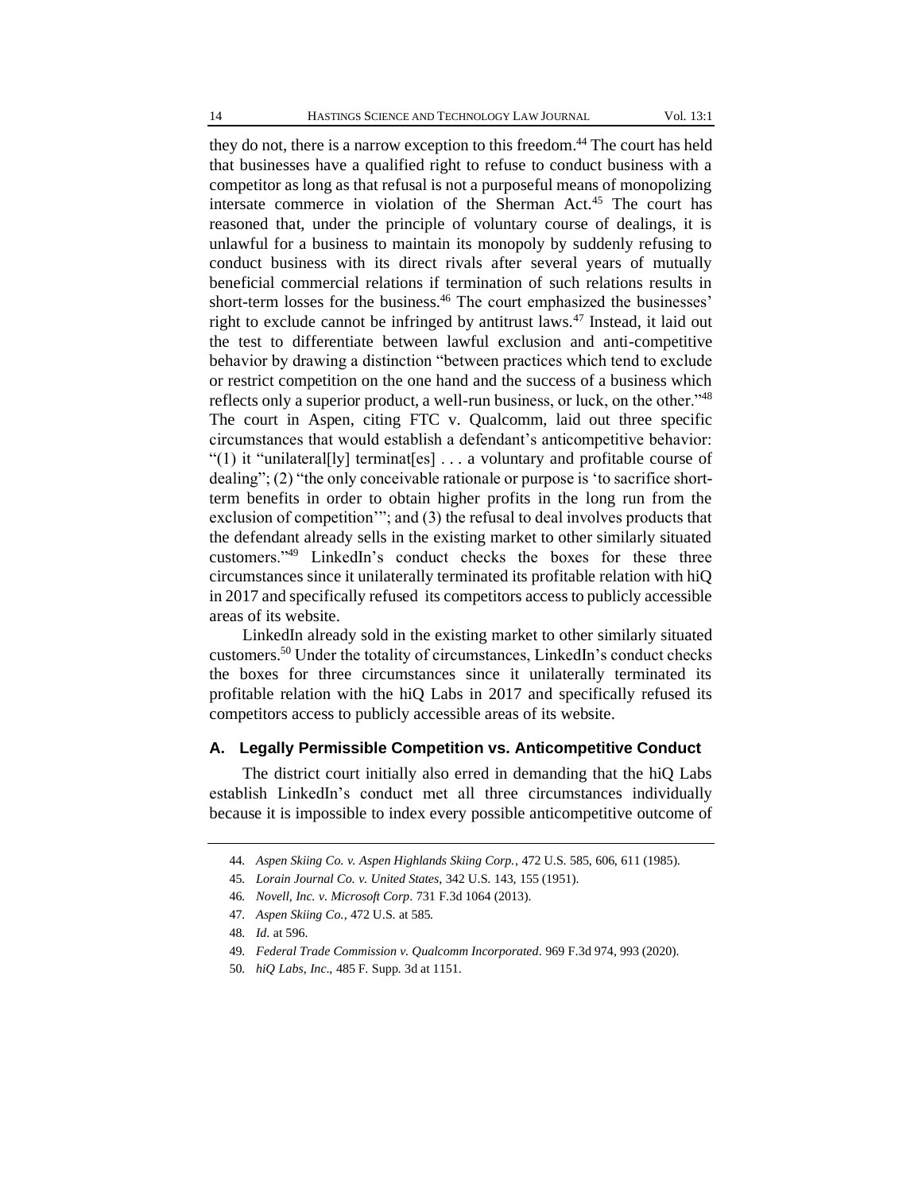they do not, there is a narrow exception to this freedom.[44] The court has held that businesses have a qualified right to refuse to conduct business with a competitor as long as that refusal is not a purposeful means of monopolizing intersate commerce in violation of the Sherman Act.[45] The court has reasoned that, under the principle of voluntary course of dealings, it is unlawful for a business to maintain its monopoly by suddenly refusing to conduct business with its direct rivals after several years of mutually beneficial commercial relations if termination of such relations results in short-term losses for the business.[46] The court emphasized the businesses' right to exclude cannot be infringed by antitrust laws.[47] Instead, it laid out the test to differentiate between lawful exclusion and anti-competitive behavior by drawing a distinction "between practices which tend to exclude or restrict competition on the one hand and the success of a business which reflects only a superior product, a well-run business, or luck, on the other."[48] The court in Aspen, citing FTC v. Qualcomm, laid out three specific circumstances that would establish a defendant's anticompetitive behavior: "(1) it "unilateral[ly] terminat[es] . . . a voluntary and profitable course of dealing"; (2) "the only conceivable rationale or purpose is 'to sacrifice short-term benefits in order to obtain higher profits in the long run from the exclusion of competition'"; and (3) the refusal to deal involves products that the defendant already sells in the existing market to other similarly situated customers."[49] LinkedIn's conduct checks the boxes for these three circumstances since it unilaterally terminated its profitable relation with hiQ in 2017 and specifically refused its competitors access to publicly accessible areas of its website.

LinkedIn already sold in the existing market to other similarly situated customers.[50] Under the totality of circumstances, LinkedIn's conduct checks the boxes for three circumstances since it unilaterally terminated its profitable relation with the hiQ Labs in 2017 and specifically refused its competitors access to publicly accessible areas of its website.

## A. Legally Permissible Competition vs. Anticompetitive Conduct

The district court initially also erred in demanding that the hiQ Labs establish LinkedIn's conduct met all three circumstances individually because it is impossible to index every possible anticompetitive outcome of

---

44. *Aspen Skiing Co. v. Aspen Highlands Skiing Corp.*, 472 U.S. 585, 606, 611 (1985).

45. *Lorain Journal Co. v. United States*, 342 U.S. 143, 155 (1951).

46. *Novell, Inc. v. Microsoft Corp*. 731 F.3d 1064 (2013).

47. *Aspen Skiing Co.*, 472 U.S. at 585.

48. *Id*. at 596.

49. *Federal Trade Commission v. Qualcomm Incorporated*. 969 F.3d 974, 993 (2020).

50. *hiQ Labs, Inc*., 485 F. Supp. 3d at 1151.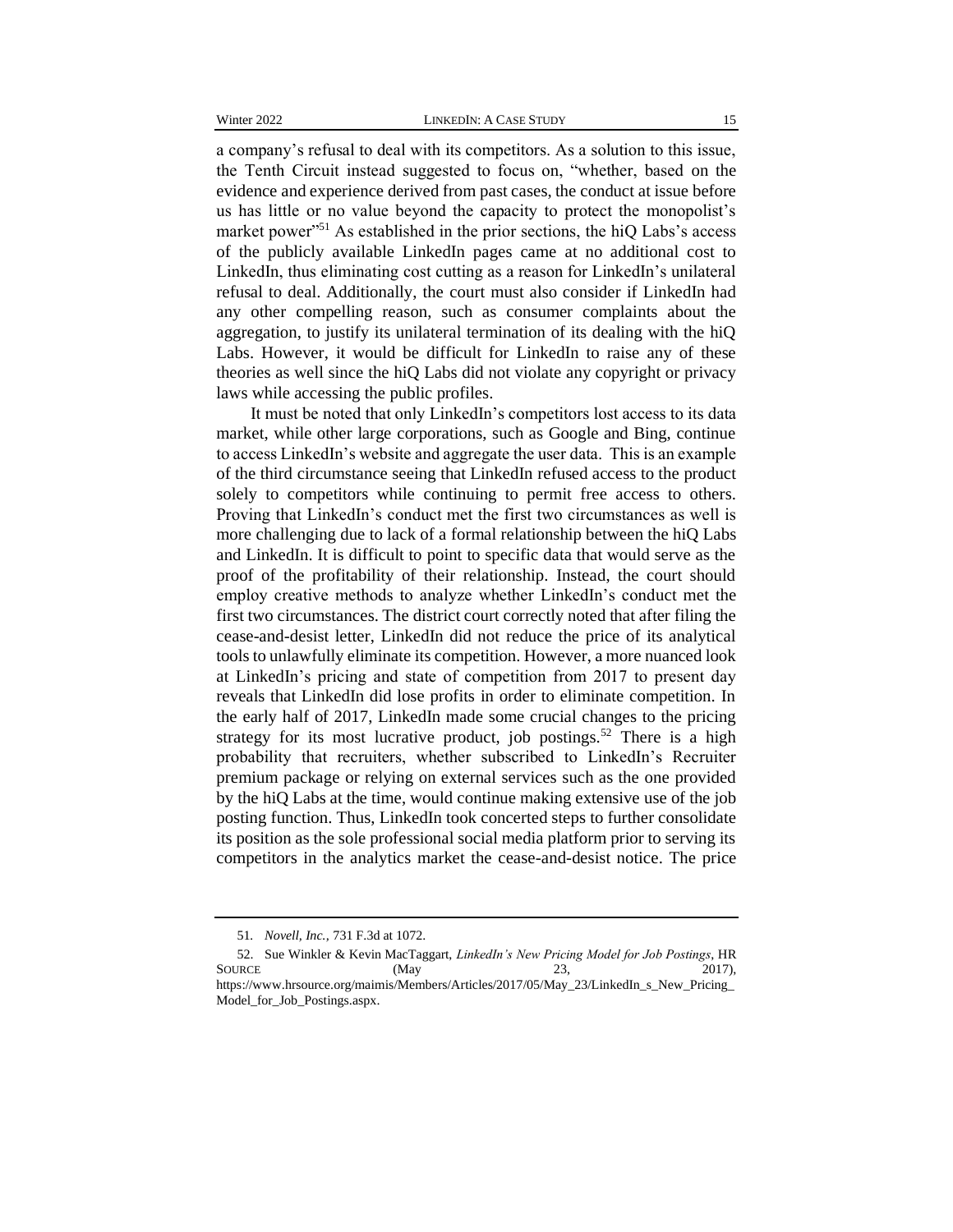a company's refusal to deal with its competitors. As a solution to this issue, the Tenth Circuit instead suggested to focus on, "whether, based on the evidence and experience derived from past cases, the conduct at issue before us has little or no value beyond the capacity to protect the monopolist's market power"[51] As established in the prior sections, the hiQ Labs's access of the publicly available LinkedIn pages came at no additional cost to LinkedIn, thus eliminating cost cutting as a reason for LinkedIn's unilateral refusal to deal. Additionally, the court must also consider if LinkedIn had any other compelling reason, such as consumer complaints about the aggregation, to justify its unilateral termination of its dealing with the hiQ Labs. However, it would be difficult for LinkedIn to raise any of these theories as well since the hiQ Labs did not violate any copyright or privacy laws while accessing the public profiles.

It must be noted that only LinkedIn's competitors lost access to its data market, while other large corporations, such as Google and Bing, continue to access LinkedIn's website and aggregate the user data. This is an example of the third circumstance seeing that LinkedIn refused access to the product solely to competitors while continuing to permit free access to others. Proving that LinkedIn's conduct met the first two circumstances as well is more challenging due to lack of a formal relationship between the hiQ Labs and LinkedIn. It is difficult to point to specific data that would serve as the proof of the profitability of their relationship. Instead, the court should employ creative methods to analyze whether LinkedIn's conduct met the first two circumstances. The district court correctly noted that after filing the cease-and-desist letter, LinkedIn did not reduce the price of its analytical tools to unlawfully eliminate its competition. However, a more nuanced look at LinkedIn's pricing and state of competition from 2017 to present day reveals that LinkedIn did lose profits in order to eliminate competition. In the early half of 2017, LinkedIn made some crucial changes to the pricing strategy for its most lucrative product, job postings.[52] There is a high probability that recruiters, whether subscribed to LinkedIn's Recruiter premium package or relying on external services such as the one provided by the hiQ Labs at the time, would continue making extensive use of the job posting function. Thus, LinkedIn took concerted steps to further consolidate its position as the sole professional social media platform prior to serving its competitors in the analytics market the cease-and-desist notice. The price

---

51. *Novell, Inc.,* 731 F.3d at 1072.

52. Sue Winkler & Kevin MacTaggart, *LinkedIn's New Pricing Model for Job Postings*, HR SOURCE (May 23, 2017), https://www.hrsource.org/maimis/Members/Articles/2017/05/May_23/LinkedIn_s_New_Pricing_Model_for_Job_Postings.aspx.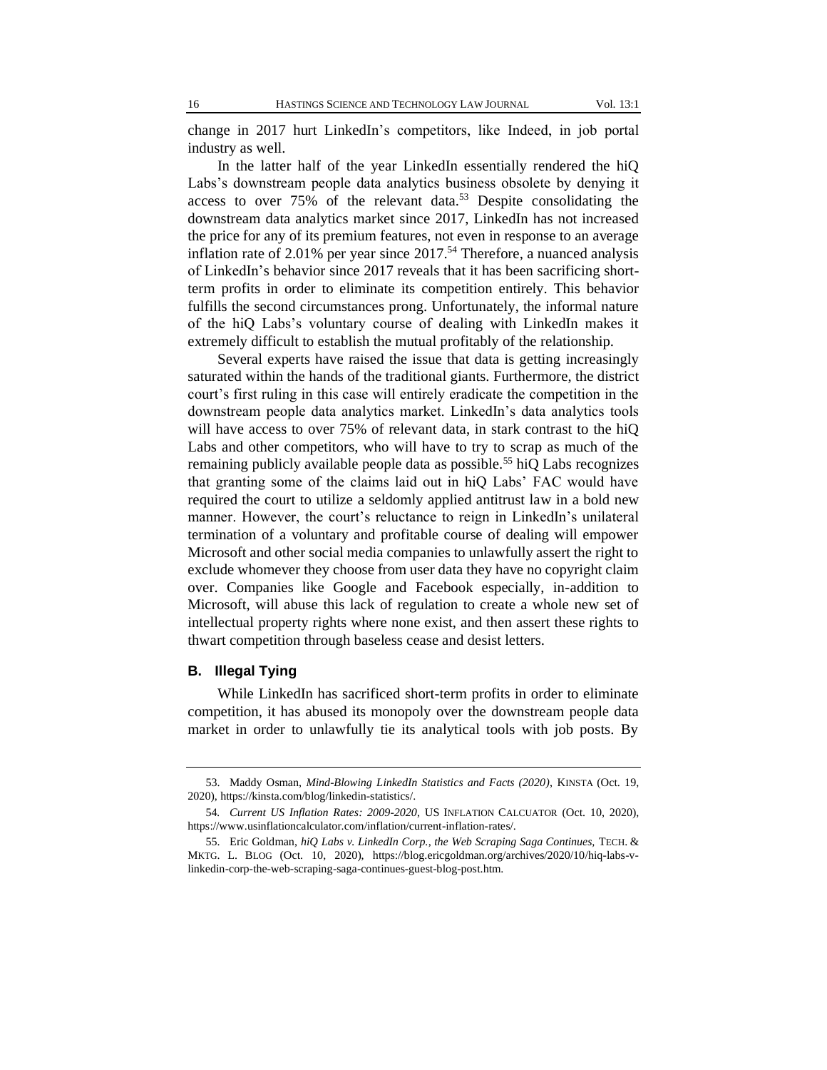change in 2017 hurt LinkedIn's competitors, like Indeed, in job portal industry as well.

In the latter half of the year LinkedIn essentially rendered the hiQ Labs's downstream people data analytics business obsolete by denying it access to over 75% of the relevant data.[53] Despite consolidating the downstream data analytics market since 2017, LinkedIn has not increased the price for any of its premium features, not even in response to an average inflation rate of 2.01% per year since 2017.[54] Therefore, a nuanced analysis of LinkedIn's behavior since 2017 reveals that it has been sacrificing short-term profits in order to eliminate its competition entirely. This behavior fulfills the second circumstances prong. Unfortunately, the informal nature of the hiQ Labs's voluntary course of dealing with LinkedIn makes it extremely difficult to establish the mutual profitably of the relationship.

Several experts have raised the issue that data is getting increasingly saturated within the hands of the traditional giants. Furthermore, the district court's first ruling in this case will entirely eradicate the competition in the downstream people data analytics market. LinkedIn's data analytics tools will have access to over 75% of relevant data, in stark contrast to the hiQ Labs and other competitors, who will have to try to scrap as much of the remaining publicly available people data as possible.[55] hiQ Labs recognizes that granting some of the claims laid out in hiQ Labs' FAC would have required the court to utilize a seldomly applied antitrust law in a bold new manner. However, the court's reluctance to reign in LinkedIn's unilateral termination of a voluntary and profitable course of dealing will empower Microsoft and other social media companies to unlawfully assert the right to exclude whomever they choose from user data they have no copyright claim over. Companies like Google and Facebook especially, in-addition to Microsoft, will abuse this lack of regulation to create a whole new set of intellectual property rights where none exist, and then assert these rights to thwart competition through baseless cease and desist letters.

### B. Illegal Tying

While LinkedIn has sacrificed short-term profits in order to eliminate competition, it has abused its monopoly over the downstream people data market in order to unlawfully tie its analytical tools with job posts. By

---

53. Maddy Osman, *Mind-Blowing LinkedIn Statistics and Facts (2020)*, KINSTA (Oct. 19, 2020), https://kinsta.com/blog/linkedin-statistics/.

54. *Current US Inflation Rates: 2009-2020*, US INFLATION CALCUATOR (Oct. 10, 2020), https://www.usinflationcalculator.com/inflation/current-inflation-rates/.

55. Eric Goldman, *hiQ Labs v. LinkedIn Corp., the Web Scraping Saga Continues*, TECH. & MKTG. L. BLOG (Oct. 10, 2020), https://blog.ericgoldman.org/archives/2020/10/hiq-labs-v-linkedin-corp-the-web-scraping-saga-continues-guest-blog-post.htm.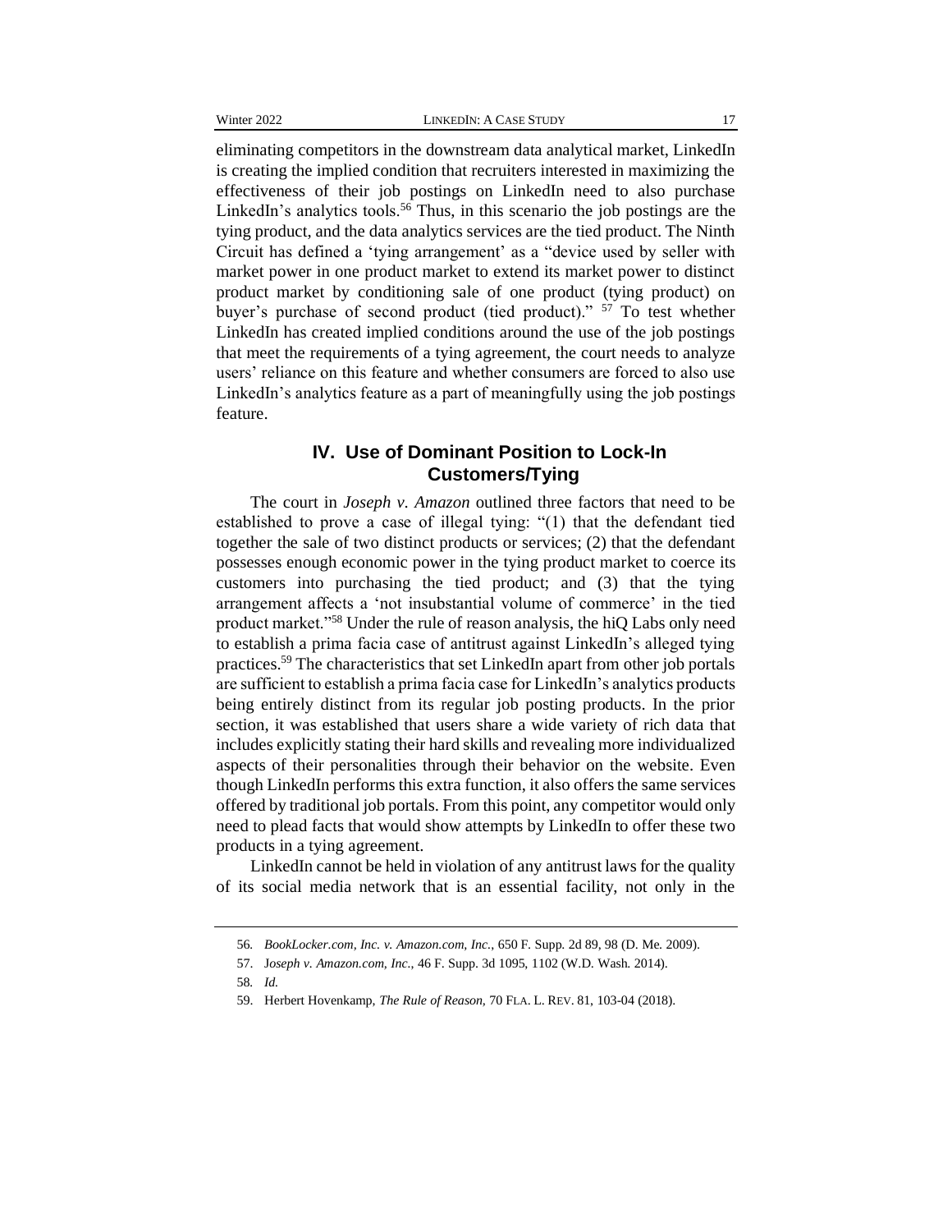eliminating competitors in the downstream data analytical market, LinkedIn is creating the implied condition that recruiters interested in maximizing the effectiveness of their job postings on LinkedIn need to also purchase LinkedIn's analytics tools.[56] Thus, in this scenario the job postings are the tying product, and the data analytics services are the tied product. The Ninth Circuit has defined a 'tying arrangement' as a "device used by seller with market power in one product market to extend its market power to distinct product market by conditioning sale of one product (tying product) on buyer's purchase of second product (tied product)." [57] To test whether LinkedIn has created implied conditions around the use of the job postings that meet the requirements of a tying agreement, the court needs to analyze users' reliance on this feature and whether consumers are forced to also use LinkedIn's analytics feature as a part of meaningfully using the job postings feature.

## IV. Use of Dominant Position to Lock-In Customers/Tying

The court in *Joseph v. Amazon* outlined three factors that need to be established to prove a case of illegal tying: "(1) that the defendant tied together the sale of two distinct products or services; (2) that the defendant possesses enough economic power in the tying product market to coerce its customers into purchasing the tied product; and (3) that the tying arrangement affects a 'not insubstantial volume of commerce' in the tied product market."[58] Under the rule of reason analysis, the hiQ Labs only need to establish a prima facia case of antitrust against LinkedIn's alleged tying practices.[59] The characteristics that set LinkedIn apart from other job portals are sufficient to establish a prima facia case for LinkedIn's analytics products being entirely distinct from its regular job posting products. In the prior section, it was established that users share a wide variety of rich data that includes explicitly stating their hard skills and revealing more individualized aspects of their personalities through their behavior on the website. Even though LinkedIn performs this extra function, it also offers the same services offered by traditional job portals. From this point, any competitor would only need to plead facts that would show attempts by LinkedIn to offer these two products in a tying agreement.

LinkedIn cannot be held in violation of any antitrust laws for the quality of its social media network that is an essential facility, not only in the

---

56. *BookLocker.com, Inc. v. Amazon.com, Inc.*, 650 F. Supp. 2d 89, 98 (D. Me. 2009).

57. *Joseph v. Amazon.com, Inc.*, 46 F. Supp. 3d 1095, 1102 (W.D. Wash. 2014).

58. *Id.*

59. Herbert Hovenkamp, *The Rule of Reason*, 70 FLA. L. REV. 81, 103-04 (2018).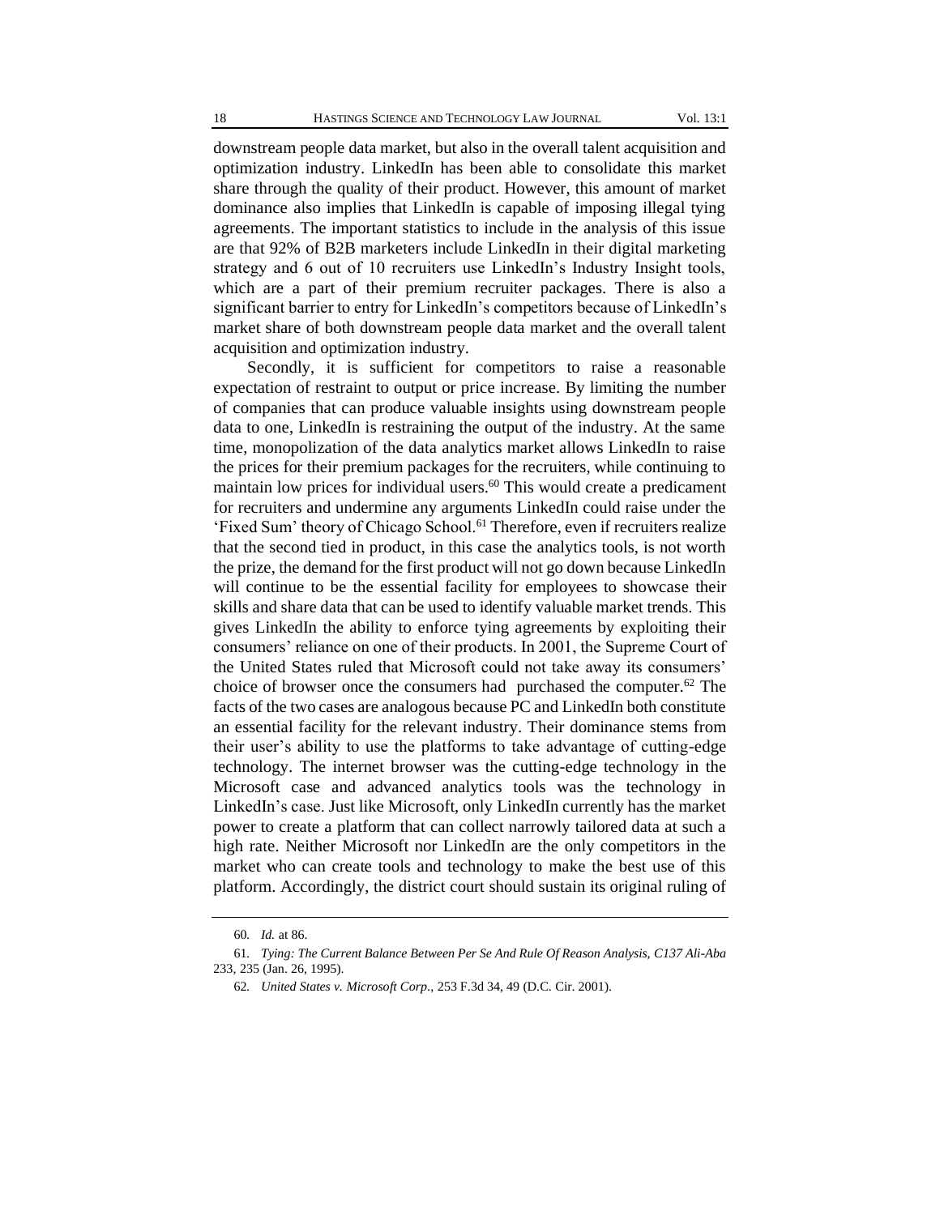downstream people data market, but also in the overall talent acquisition and optimization industry. LinkedIn has been able to consolidate this market share through the quality of their product. However, this amount of market dominance also implies that LinkedIn is capable of imposing illegal tying agreements. The important statistics to include in the analysis of this issue are that 92% of B2B marketers include LinkedIn in their digital marketing strategy and 6 out of 10 recruiters use LinkedIn's Industry Insight tools, which are a part of their premium recruiter packages. There is also a significant barrier to entry for LinkedIn's competitors because of LinkedIn's market share of both downstream people data market and the overall talent acquisition and optimization industry.

Secondly, it is sufficient for competitors to raise a reasonable expectation of restraint to output or price increase. By limiting the number of companies that can produce valuable insights using downstream people data to one, LinkedIn is restraining the output of the industry. At the same time, monopolization of the data analytics market allows LinkedIn to raise the prices for their premium packages for the recruiters, while continuing to maintain low prices for individual users.[60] This would create a predicament for recruiters and undermine any arguments LinkedIn could raise under the 'Fixed Sum' theory of Chicago School.[61] Therefore, even if recruiters realize that the second tied in product, in this case the analytics tools, is not worth the prize, the demand for the first product will not go down because LinkedIn will continue to be the essential facility for employees to showcase their skills and share data that can be used to identify valuable market trends. This gives LinkedIn the ability to enforce tying agreements by exploiting their consumers' reliance on one of their products. In 2001, the Supreme Court of the United States ruled that Microsoft could not take away its consumers' choice of browser once the consumers had purchased the computer.[62] The facts of the two cases are analogous because PC and LinkedIn both constitute an essential facility for the relevant industry. Their dominance stems from their user's ability to use the platforms to take advantage of cutting-edge technology. The internet browser was the cutting-edge technology in the Microsoft case and advanced analytics tools was the technology in LinkedIn's case. Just like Microsoft, only LinkedIn currently has the market power to create a platform that can collect narrowly tailored data at such a high rate. Neither Microsoft nor LinkedIn are the only competitors in the market who can create tools and technology to make the best use of this platform. Accordingly, the district court should sustain its original ruling of

---

60. *Id.* at 86.

61. *Tying: The Current Balance Between Per Se And Rule Of Reason Analysis, C137 Ali-Aba* 233, 235 (Jan. 26, 1995).

62. *United States v. Microsoft Corp.*, 253 F.3d 34, 49 (D.C. Cir. 2001).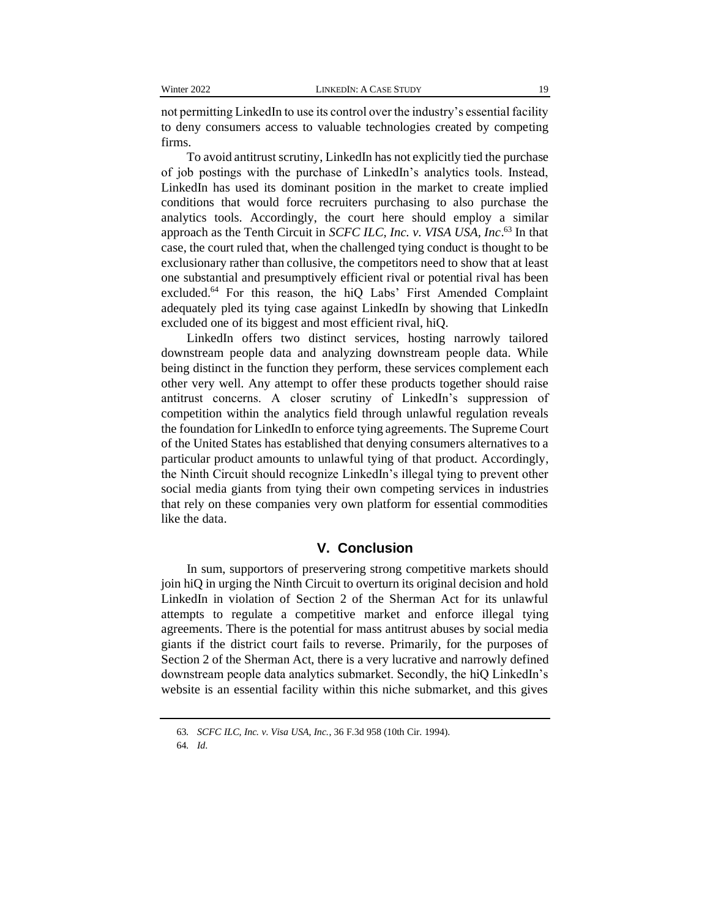not permitting LinkedIn to use its control over the industry's essential facility to deny consumers access to valuable technologies created by competing firms.

To avoid antitrust scrutiny, LinkedIn has not explicitly tied the purchase of job postings with the purchase of LinkedIn's analytics tools. Instead, LinkedIn has used its dominant position in the market to create implied conditions that would force recruiters purchasing to also purchase the analytics tools. Accordingly, the court here should employ a similar approach as the Tenth Circuit in *SCFC ILC, Inc. v. VISA USA, Inc*.[63] In that case, the court ruled that, when the challenged tying conduct is thought to be exclusionary rather than collusive, the competitors need to show that at least one substantial and presumptively efficient rival or potential rival has been excluded.[64] For this reason, the hiQ Labs' First Amended Complaint adequately pled its tying case against LinkedIn by showing that LinkedIn excluded one of its biggest and most efficient rival, hiQ.

LinkedIn offers two distinct services, hosting narrowly tailored downstream people data and analyzing downstream people data. While being distinct in the function they perform, these services complement each other very well. Any attempt to offer these products together should raise antitrust concerns. A closer scrutiny of LinkedIn's suppression of competition within the analytics field through unlawful regulation reveals the foundation for LinkedIn to enforce tying agreements. The Supreme Court of the United States has established that denying consumers alternatives to a particular product amounts to unlawful tying of that product. Accordingly, the Ninth Circuit should recognize LinkedIn's illegal tying to prevent other social media giants from tying their own competing services in industries that rely on these companies very own platform for essential commodities like the data.

## V. Conclusion

In sum, supportors of preservering strong competitive markets should join hiQ in urging the Ninth Circuit to overturn its original decision and hold LinkedIn in violation of Section 2 of the Sherman Act for its unlawful attempts to regulate a competitive market and enforce illegal tying agreements. There is the potential for mass antitrust abuses by social media giants if the district court fails to reverse. Primarily, for the purposes of Section 2 of the Sherman Act, there is a very lucrative and narrowly defined downstream people data analytics submarket. Secondly, the hiQ LinkedIn's website is an essential facility within this niche submarket, and this gives

63. *SCFC ILC, Inc. v. Visa USA, Inc.*, 36 F.3d 958 (10th Cir. 1994).

64. *Id*.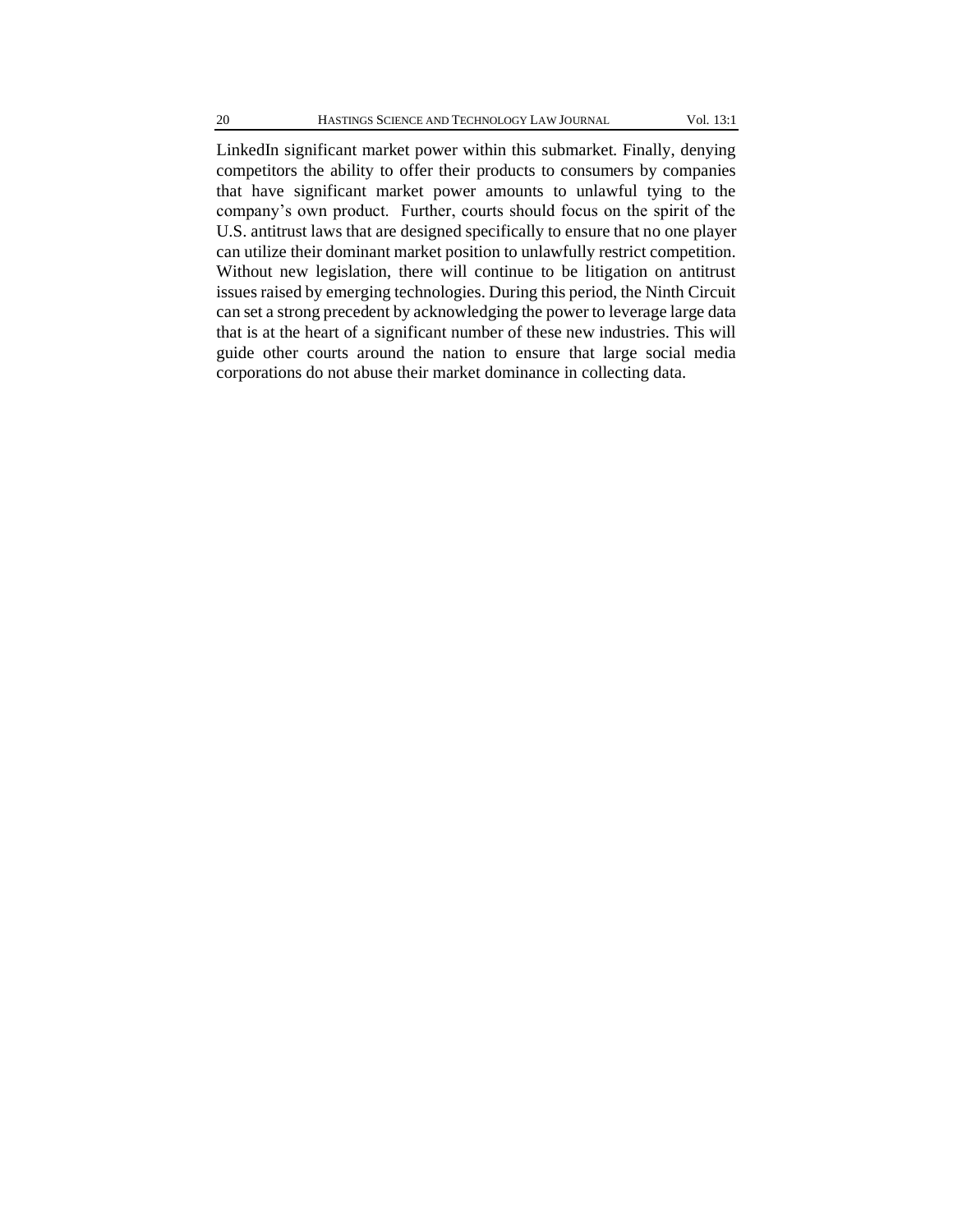LinkedIn significant market power within this submarket. Finally, denying competitors the ability to offer their products to consumers by companies that have significant market power amounts to unlawful tying to the company's own product. Further, courts should focus on the spirit of the U.S. antitrust laws that are designed specifically to ensure that no one player can utilize their dominant market position to unlawfully restrict competition. Without new legislation, there will continue to be litigation on antitrust issues raised by emerging technologies. During this period, the Ninth Circuit can set a strong precedent by acknowledging the power to leverage large data that is at the heart of a significant number of these new industries. This will guide other courts around the nation to ensure that large social media corporations do not abuse their market dominance in collecting data.